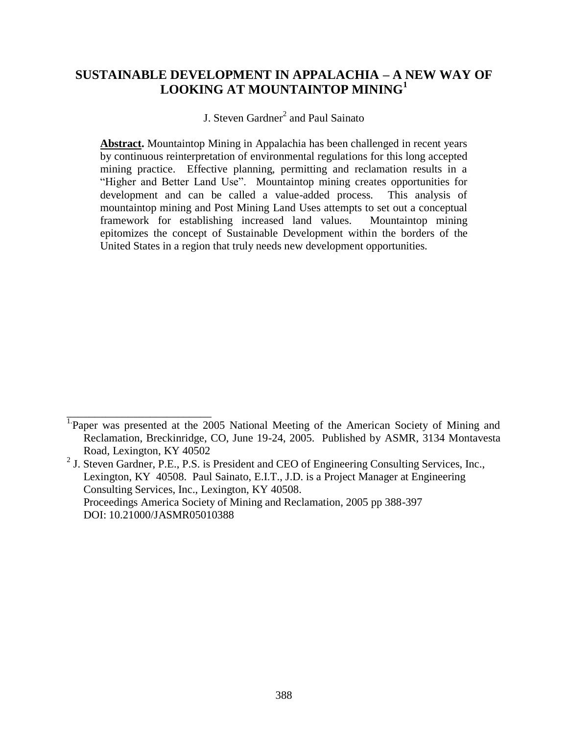# SUSTAINABLE DEVELOPMENT IN APPALACHIA – A NEW WAY OF LOOKING AT MOUNTAINTOP MINING[1]

J. Steven Gardner[2] and Paul Sainato

**Abstract.** Mountaintop Mining in Appalachia has been challenged in recent years by continuous reinterpretation of environmental regulations for this long accepted mining practice. Effective planning, permitting and reclamation results in a "Higher and Better Land Use". Mountaintop mining creates opportunities for development and can be called a value-added process. This analysis of mountaintop mining and Post Mining Land Uses attempts to set out a conceptual framework for establishing increased land values. Mountaintop mining epitomizes the concept of Sustainable Development within the borders of the United States in a region that truly needs new development opportunities.

---

[1] Paper was presented at the 2005 National Meeting of the American Society of Mining and Reclamation, Breckinridge, CO, June 19-24, 2005. Published by ASMR, 3134 Montavesta Road, Lexington, KY 40502

[2] J. Steven Gardner, P.E., P.S. is President and CEO of Engineering Consulting Services, Inc., Lexington, KY 40508. Paul Sainato, E.I.T., J.D. is a Project Manager at Engineering Consulting Services, Inc., Lexington, KY 40508.
Proceedings America Society of Mining and Reclamation, 2005 pp 388-397
DOI: 10.21000/JASMR05010388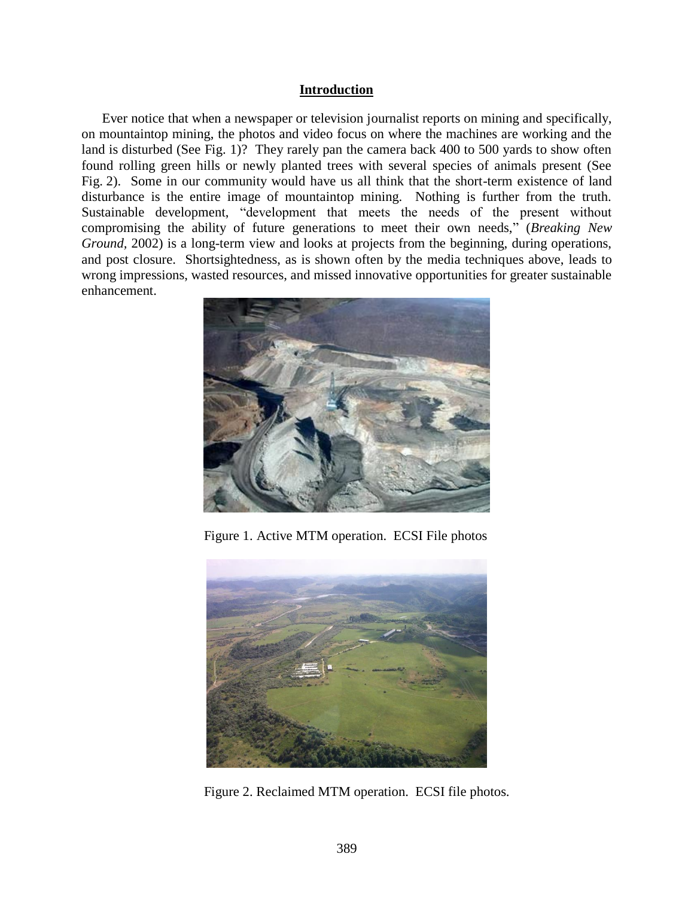## Introduction

Ever notice that when a newspaper or television journalist reports on mining and specifically, on mountaintop mining, the photos and video focus on where the machines are working and the land is disturbed (See Fig. 1)? They rarely pan the camera back 400 to 500 yards to show often found rolling green hills or newly planted trees with several species of animals present (See Fig. 2). Some in our community would have us all think that the short-term existence of land disturbance is the entire image of mountaintop mining. Nothing is further from the truth. Sustainable development, "development that meets the needs of the present without compromising the ability of future generations to meet their own needs," (*Breaking New Ground*, 2002) is a long-term view and looks at projects from the beginning, during operations, and post closure. Shortsightedness, as is shown often by the media techniques above, leads to wrong impressions, wasted resources, and missed innovative opportunities for greater sustainable enhancement.

Figure 1. Active MTM operation. ECSI File photos

Figure 2. Reclaimed MTM operation. ECSI file photos.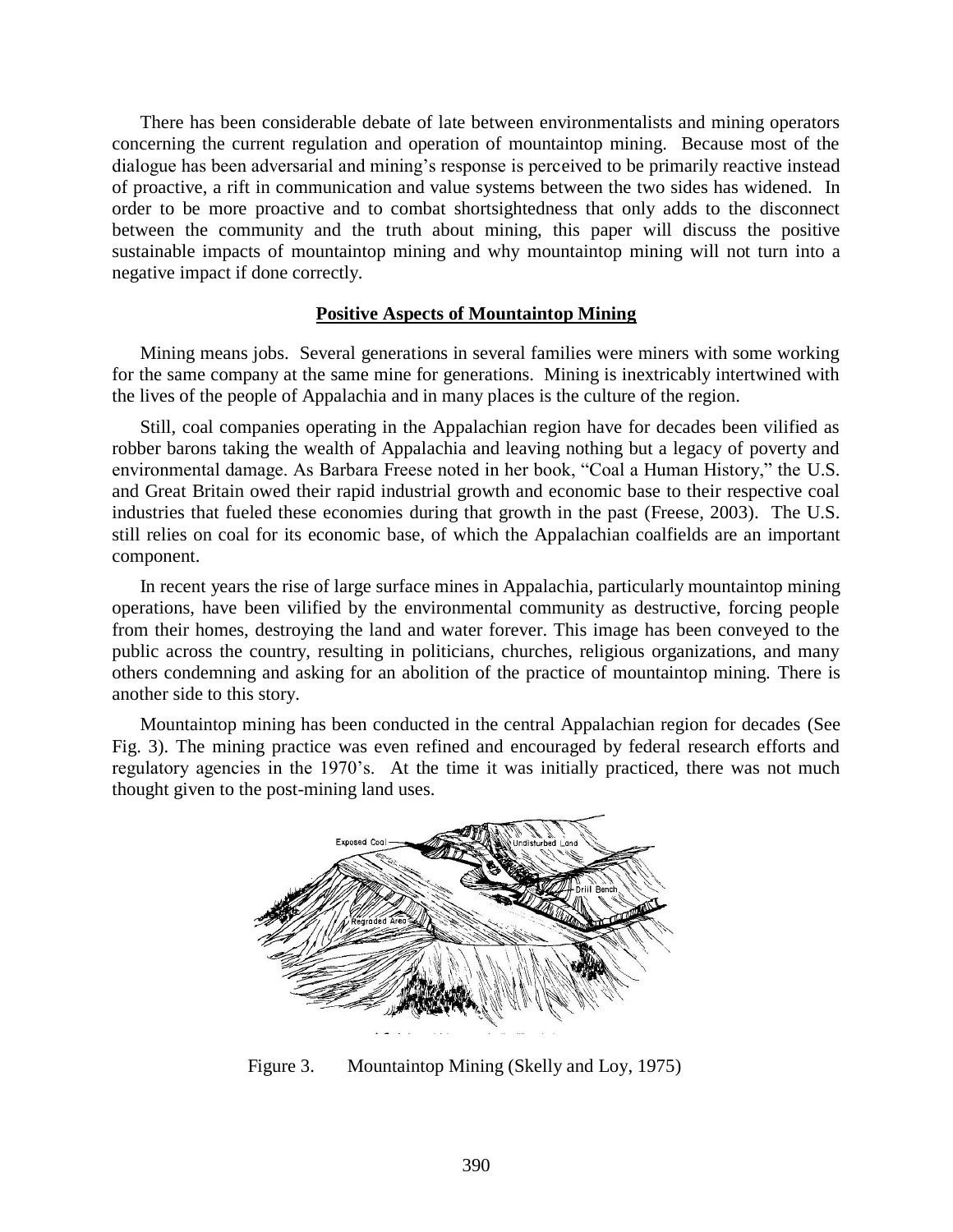There has been considerable debate of late between environmentalists and mining operators concerning the current regulation and operation of mountaintop mining. Because most of the dialogue has been adversarial and mining's response is perceived to be primarily reactive instead of proactive, a rift in communication and value systems between the two sides has widened. In order to be more proactive and to combat shortsightedness that only adds to the disconnect between the community and the truth about mining, this paper will discuss the positive sustainable impacts of mountaintop mining and why mountaintop mining will not turn into a negative impact if done correctly.

## **Positive Aspects of Mountaintop Mining**

Mining means jobs. Several generations in several families were miners with some working for the same company at the same mine for generations. Mining is inextricably intertwined with the lives of the people of Appalachia and in many places is the culture of the region.

Still, coal companies operating in the Appalachian region have for decades been vilified as robber barons taking the wealth of Appalachia and leaving nothing but a legacy of poverty and environmental damage. As Barbara Freese noted in her book, "Coal a Human History," the U.S. and Great Britain owed their rapid industrial growth and economic base to their respective coal industries that fueled these economies during that growth in the past (Freese, 2003). The U.S. still relies on coal for its economic base, of which the Appalachian coalfields are an important component.

In recent years the rise of large surface mines in Appalachia, particularly mountaintop mining operations, have been vilified by the environmental community as destructive, forcing people from their homes, destroying the land and water forever. This image has been conveyed to the public across the country, resulting in politicians, churches, religious organizations, and many others condemning and asking for an abolition of the practice of mountaintop mining. There is another side to this story.

Mountaintop mining has been conducted in the central Appalachian region for decades (See Fig. 3). The mining practice was even refined and encouraged by federal research efforts and regulatory agencies in the 1970's. At the time it was initially practiced, there was not much thought given to the post-mining land uses.

Figure 3. Mountaintop Mining (Skelly and Loy, 1975)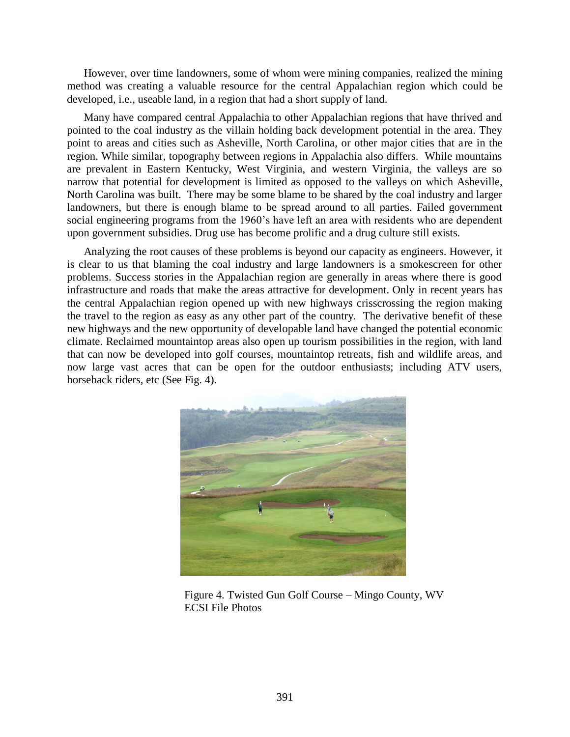However, over time landowners, some of whom were mining companies, realized the mining method was creating a valuable resource for the central Appalachian region which could be developed, i.e., useable land, in a region that had a short supply of land.

Many have compared central Appalachia to other Appalachian regions that have thrived and pointed to the coal industry as the villain holding back development potential in the area. They point to areas and cities such as Asheville, North Carolina, or other major cities that are in the region. While similar, topography between regions in Appalachia also differs. While mountains are prevalent in Eastern Kentucky, West Virginia, and western Virginia, the valleys are so narrow that potential for development is limited as opposed to the valleys on which Asheville, North Carolina was built. There may be some blame to be shared by the coal industry and larger landowners, but there is enough blame to be spread around to all parties. Failed government social engineering programs from the 1960's have left an area with residents who are dependent upon government subsidies. Drug use has become prolific and a drug culture still exists.

Analyzing the root causes of these problems is beyond our capacity as engineers. However, it is clear to us that blaming the coal industry and large landowners is a smokescreen for other problems. Success stories in the Appalachian region are generally in areas where there is good infrastructure and roads that make the areas attractive for development. Only in recent years has the central Appalachian region opened up with new highways crisscrossing the region making the travel to the region as easy as any other part of the country. The derivative benefit of these new highways and the new opportunity of developable land have changed the potential economic climate. Reclaimed mountaintop areas also open up tourism possibilities in the region, with land that can now be developed into golf courses, mountaintop retreats, fish and wildlife areas, and now large vast acres that can be open for the outdoor enthusiasts; including ATV users, horseback riders, etc (See Fig. 4).

Figure 4. Twisted Gun Golf Course – Mingo County, WV
ECSI File Photos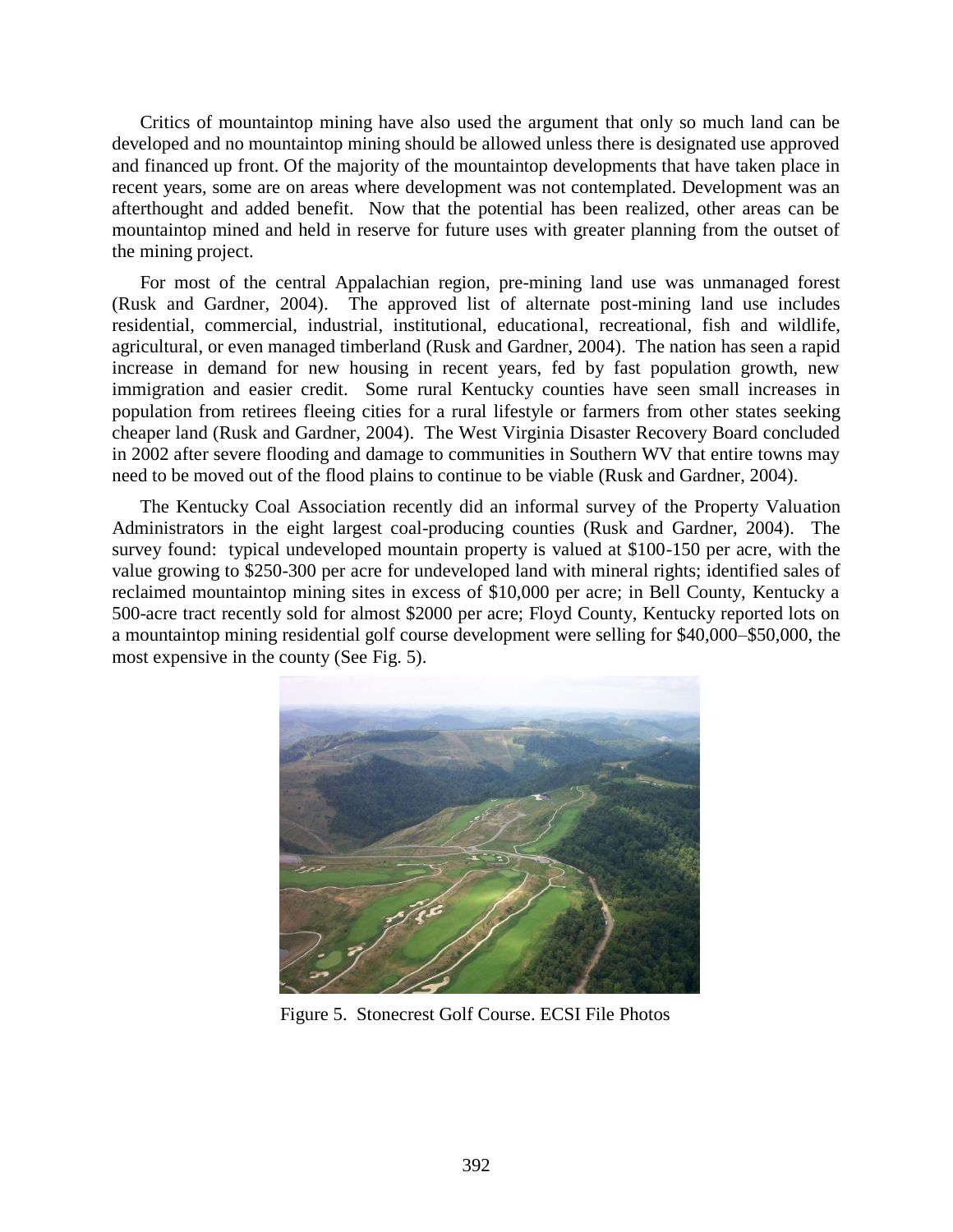Critics of mountaintop mining have also used the argument that only so much land can be developed and no mountaintop mining should be allowed unless there is designated use approved and financed up front. Of the majority of the mountaintop developments that have taken place in recent years, some are on areas where development was not contemplated. Development was an afterthought and added benefit. Now that the potential has been realized, other areas can be mountaintop mined and held in reserve for future uses with greater planning from the outset of the mining project.

For most of the central Appalachian region, pre-mining land use was unmanaged forest (Rusk and Gardner, 2004). The approved list of alternate post-mining land use includes residential, commercial, industrial, institutional, educational, recreational, fish and wildlife, agricultural, or even managed timberland (Rusk and Gardner, 2004). The nation has seen a rapid increase in demand for new housing in recent years, fed by fast population growth, new immigration and easier credit. Some rural Kentucky counties have seen small increases in population from retirees fleeing cities for a rural lifestyle or farmers from other states seeking cheaper land (Rusk and Gardner, 2004). The West Virginia Disaster Recovery Board concluded in 2002 after severe flooding and damage to communities in Southern WV that entire towns may need to be moved out of the flood plains to continue to be viable (Rusk and Gardner, 2004).

The Kentucky Coal Association recently did an informal survey of the Property Valuation Administrators in the eight largest coal-producing counties (Rusk and Gardner, 2004). The survey found: typical undeveloped mountain property is valued at $100-150 per acre, with the value growing to $250-300 per acre for undeveloped land with mineral rights; identified sales of reclaimed mountaintop mining sites in excess of $10,000 per acre; in Bell County, Kentucky a 500-acre tract recently sold for almost $2000 per acre; Floyd County, Kentucky reported lots on a mountaintop mining residential golf course development were selling for $40,000–$50,000, the most expensive in the county (See Fig. 5).

Figure 5. Stonecrest Golf Course. ECSI File Photos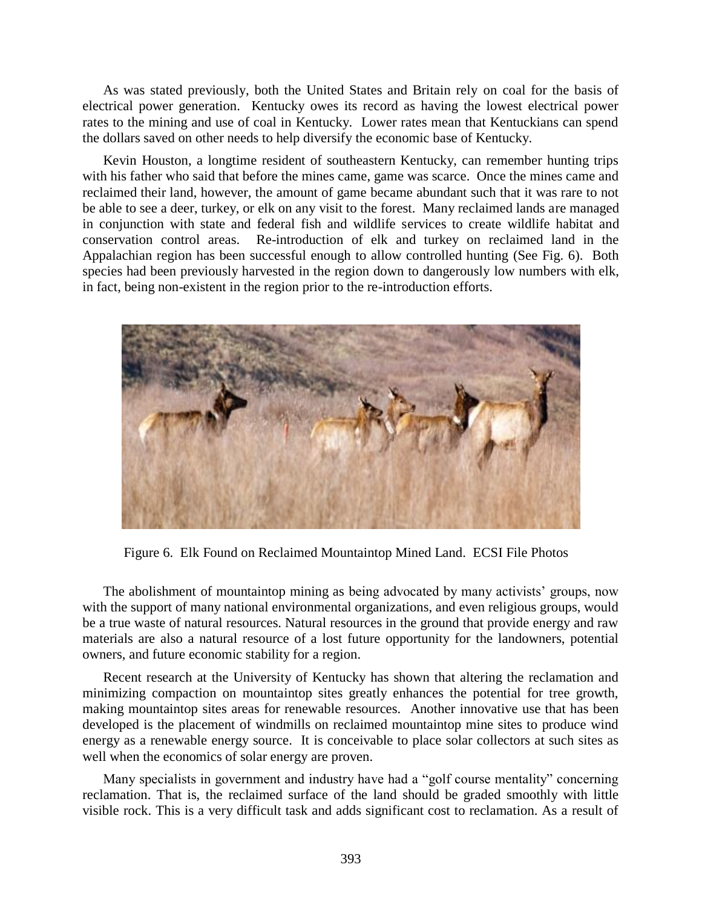As was stated previously, both the United States and Britain rely on coal for the basis of electrical power generation. Kentucky owes its record as having the lowest electrical power rates to the mining and use of coal in Kentucky. Lower rates mean that Kentuckians can spend the dollars saved on other needs to help diversify the economic base of Kentucky.

Kevin Houston, a longtime resident of southeastern Kentucky, can remember hunting trips with his father who said that before the mines came, game was scarce. Once the mines came and reclaimed their land, however, the amount of game became abundant such that it was rare to not be able to see a deer, turkey, or elk on any visit to the forest. Many reclaimed lands are managed in conjunction with state and federal fish and wildlife services to create wildlife habitat and conservation control areas. Re-introduction of elk and turkey on reclaimed land in the Appalachian region has been successful enough to allow controlled hunting (See Fig. 6). Both species had been previously harvested in the region down to dangerously low numbers with elk, in fact, being non-existent in the region prior to the re-introduction efforts.

Figure 6. Elk Found on Reclaimed Mountaintop Mined Land. ECSI File Photos

The abolishment of mountaintop mining as being advocated by many activists' groups, now with the support of many national environmental organizations, and even religious groups, would be a true waste of natural resources. Natural resources in the ground that provide energy and raw materials are also a natural resource of a lost future opportunity for the landowners, potential owners, and future economic stability for a region.

Recent research at the University of Kentucky has shown that altering the reclamation and minimizing compaction on mountaintop sites greatly enhances the potential for tree growth, making mountaintop sites areas for renewable resources. Another innovative use that has been developed is the placement of windmills on reclaimed mountaintop mine sites to produce wind energy as a renewable energy source. It is conceivable to place solar collectors at such sites as well when the economics of solar energy are proven.

Many specialists in government and industry have had a "golf course mentality" concerning reclamation. That is, the reclaimed surface of the land should be graded smoothly with little visible rock. This is a very difficult task and adds significant cost to reclamation. As a result of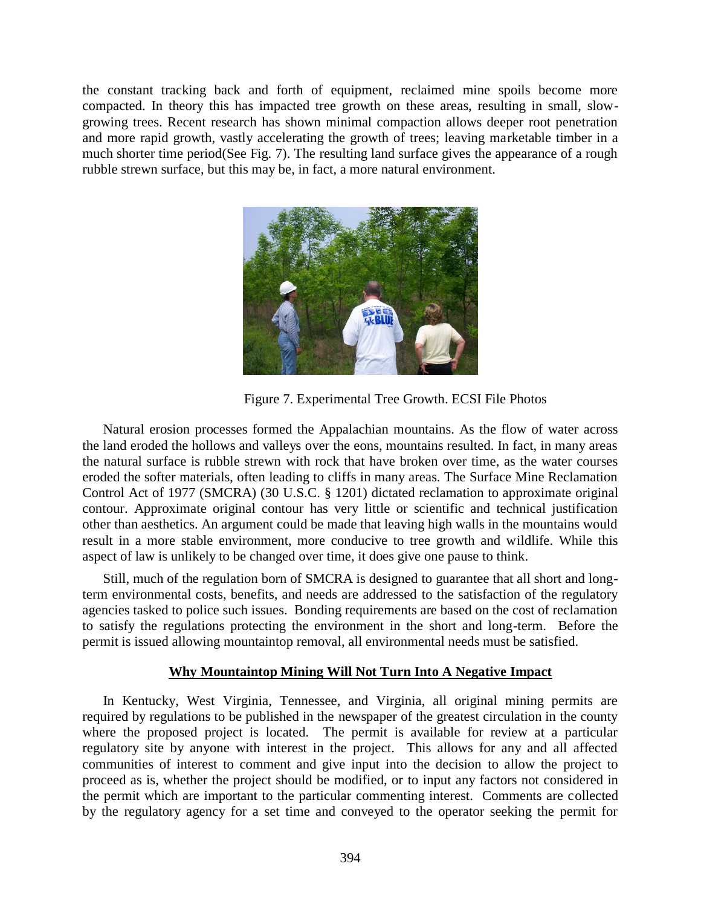the constant tracking back and forth of equipment, reclaimed mine spoils become more compacted. In theory this has impacted tree growth on these areas, resulting in small, slow-growing trees. Recent research has shown minimal compaction allows deeper root penetration and more rapid growth, vastly accelerating the growth of trees; leaving marketable timber in a much shorter time period(See Fig. 7). The resulting land surface gives the appearance of a rough rubble strewn surface, but this may be, in fact, a more natural environment.

Figure 7. Experimental Tree Growth. ECSI File Photos

Natural erosion processes formed the Appalachian mountains. As the flow of water across the land eroded the hollows and valleys over the eons, mountains resulted. In fact, in many areas the natural surface is rubble strewn with rock that have broken over time, as the water courses eroded the softer materials, often leading to cliffs in many areas. The Surface Mine Reclamation Control Act of 1977 (SMCRA) (30 U.S.C. § 1201) dictated reclamation to approximate original contour. Approximate original contour has very little or scientific and technical justification other than aesthetics. An argument could be made that leaving high walls in the mountains would result in a more stable environment, more conducive to tree growth and wildlife. While this aspect of law is unlikely to be changed over time, it does give one pause to think.

Still, much of the regulation born of SMCRA is designed to guarantee that all short and long-term environmental costs, benefits, and needs are addressed to the satisfaction of the regulatory agencies tasked to police such issues. Bonding requirements are based on the cost of reclamation to satisfy the regulations protecting the environment in the short and long-term. Before the permit is issued allowing mountaintop removal, all environmental needs must be satisfied.

## Why Mountaintop Mining Will Not Turn Into A Negative Impact

In Kentucky, West Virginia, Tennessee, and Virginia, all original mining permits are required by regulations to be published in the newspaper of the greatest circulation in the county where the proposed project is located. The permit is available for review at a particular regulatory site by anyone with interest in the project. This allows for any and all affected communities of interest to comment and give input into the decision to allow the project to proceed as is, whether the project should be modified, or to input any factors not considered in the permit which are important to the particular commenting interest. Comments are collected by the regulatory agency for a set time and conveyed to the operator seeking the permit for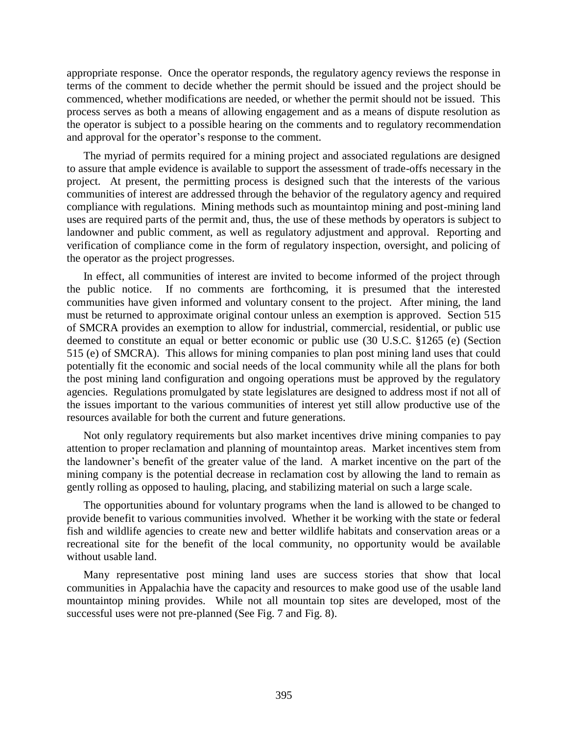appropriate response. Once the operator responds, the regulatory agency reviews the response in terms of the comment to decide whether the permit should be issued and the project should be commenced, whether modifications are needed, or whether the permit should not be issued. This process serves as both a means of allowing engagement and as a means of dispute resolution as the operator is subject to a possible hearing on the comments and to regulatory recommendation and approval for the operator's response to the comment.

The myriad of permits required for a mining project and associated regulations are designed to assure that ample evidence is available to support the assessment of trade-offs necessary in the project. At present, the permitting process is designed such that the interests of the various communities of interest are addressed through the behavior of the regulatory agency and required compliance with regulations. Mining methods such as mountaintop mining and post-mining land uses are required parts of the permit and, thus, the use of these methods by operators is subject to landowner and public comment, as well as regulatory adjustment and approval. Reporting and verification of compliance come in the form of regulatory inspection, oversight, and policing of the operator as the project progresses.

In effect, all communities of interest are invited to become informed of the project through the public notice. If no comments are forthcoming, it is presumed that the interested communities have given informed and voluntary consent to the project. After mining, the land must be returned to approximate original contour unless an exemption is approved. Section 515 of SMCRA provides an exemption to allow for industrial, commercial, residential, or public use deemed to constitute an equal or better economic or public use (30 U.S.C. §1265 (e) (Section 515 (e) of SMCRA). This allows for mining companies to plan post mining land uses that could potentially fit the economic and social needs of the local community while all the plans for both the post mining land configuration and ongoing operations must be approved by the regulatory agencies. Regulations promulgated by state legislatures are designed to address most if not all of the issues important to the various communities of interest yet still allow productive use of the resources available for both the current and future generations.

Not only regulatory requirements but also market incentives drive mining companies to pay attention to proper reclamation and planning of mountaintop areas. Market incentives stem from the landowner's benefit of the greater value of the land. A market incentive on the part of the mining company is the potential decrease in reclamation cost by allowing the land to remain as gently rolling as opposed to hauling, placing, and stabilizing material on such a large scale.

The opportunities abound for voluntary programs when the land is allowed to be changed to provide benefit to various communities involved. Whether it be working with the state or federal fish and wildlife agencies to create new and better wildlife habitats and conservation areas or a recreational site for the benefit of the local community, no opportunity would be available without usable land.

Many representative post mining land uses are success stories that show that local communities in Appalachia have the capacity and resources to make good use of the usable land mountaintop mining provides. While not all mountain top sites are developed, most of the successful uses were not pre-planned (See Fig. 7 and Fig. 8).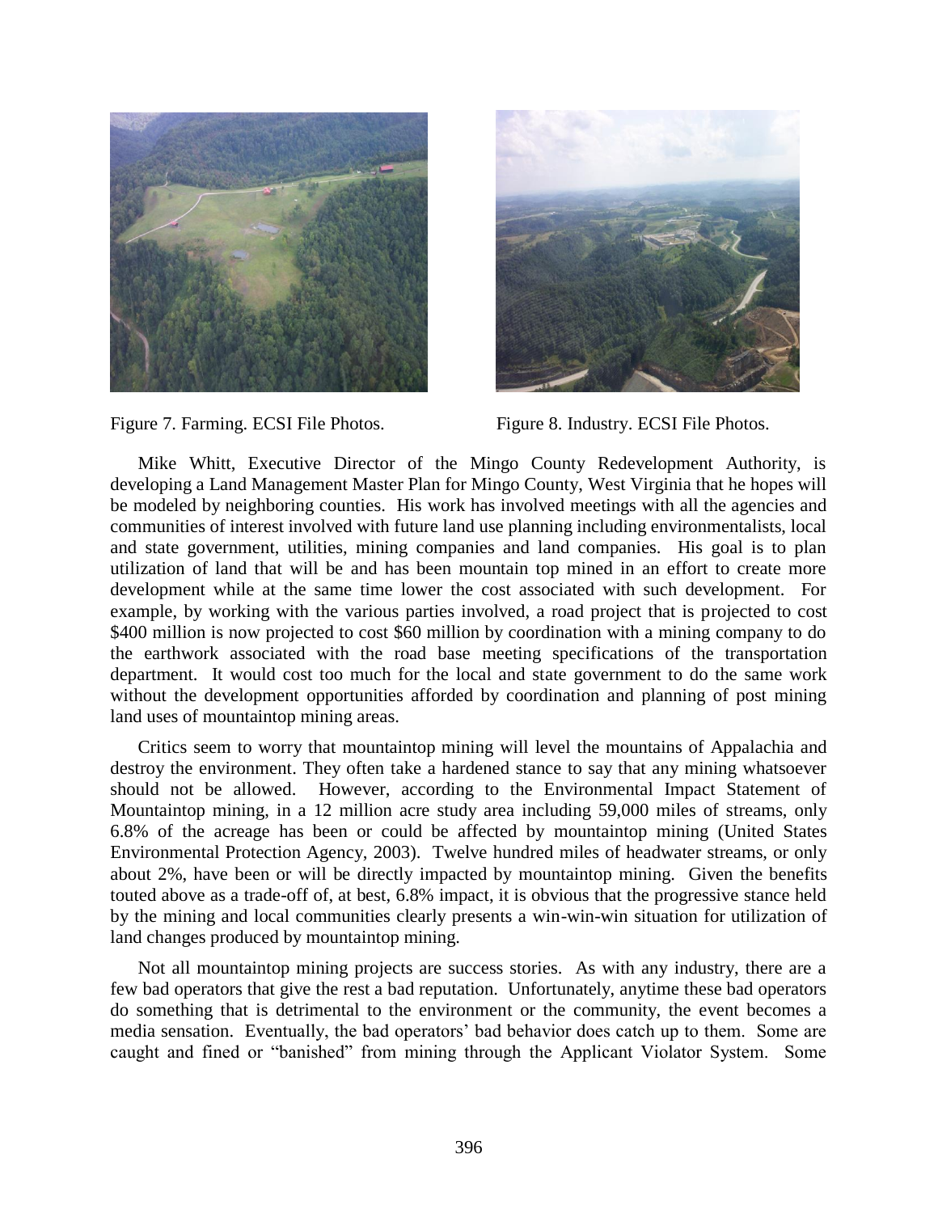Figure 7. Farming. ECSI File Photos.

Figure 8. Industry. ECSI File Photos.

Mike Whitt, Executive Director of the Mingo County Redevelopment Authority, is developing a Land Management Master Plan for Mingo County, West Virginia that he hopes will be modeled by neighboring counties. His work has involved meetings with all the agencies and communities of interest involved with future land use planning including environmentalists, local and state government, utilities, mining companies and land companies. His goal is to plan utilization of land that will be and has been mountain top mined in an effort to create more development while at the same time lower the cost associated with such development. For example, by working with the various parties involved, a road project that is projected to cost \$400 million is now projected to cost \$60 million by coordination with a mining company to do the earthwork associated with the road base meeting specifications of the transportation department. It would cost too much for the local and state government to do the same work without the development opportunities afforded by coordination and planning of post mining land uses of mountaintop mining areas.

Critics seem to worry that mountaintop mining will level the mountains of Appalachia and destroy the environment. They often take a hardened stance to say that any mining whatsoever should not be allowed. However, according to the Environmental Impact Statement of Mountaintop mining, in a 12 million acre study area including 59,000 miles of streams, only 6.8% of the acreage has been or could be affected by mountaintop mining (United States Environmental Protection Agency, 2003). Twelve hundred miles of headwater streams, or only about 2%, have been or will be directly impacted by mountaintop mining. Given the benefits touted above as a trade-off of, at best, 6.8% impact, it is obvious that the progressive stance held by the mining and local communities clearly presents a win-win-win situation for utilization of land changes produced by mountaintop mining.

Not all mountaintop mining projects are success stories. As with any industry, there are a few bad operators that give the rest a bad reputation. Unfortunately, anytime these bad operators do something that is detrimental to the environment or the community, the event becomes a media sensation. Eventually, the bad operators' bad behavior does catch up to them. Some are caught and fined or "banished" from mining through the Applicant Violator System. Some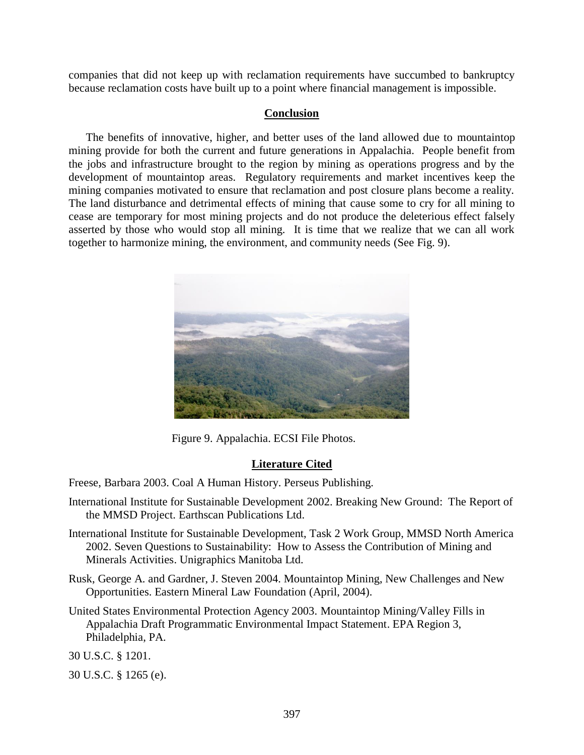companies that did not keep up with reclamation requirements have succumbed to bankruptcy because reclamation costs have built up to a point where financial management is impossible.

## Conclusion

The benefits of innovative, higher, and better uses of the land allowed due to mountaintop mining provide for both the current and future generations in Appalachia. People benefit from the jobs and infrastructure brought to the region by mining as operations progress and by the development of mountaintop areas. Regulatory requirements and market incentives keep the mining companies motivated to ensure that reclamation and post closure plans become a reality. The land disturbance and detrimental effects of mining that cause some to cry for all mining to cease are temporary for most mining projects and do not produce the deleterious effect falsely asserted by those who would stop all mining. It is time that we realize that we can all work together to harmonize mining, the environment, and community needs (See Fig. 9).

Figure 9. Appalachia. ECSI File Photos.

## Literature Cited

Freese, Barbara 2003. Coal A Human History. Perseus Publishing.

International Institute for Sustainable Development 2002. Breaking New Ground: The Report of the MMSD Project. Earthscan Publications Ltd.

International Institute for Sustainable Development, Task 2 Work Group, MMSD North America 2002. Seven Questions to Sustainability: How to Assess the Contribution of Mining and Minerals Activities. Unigraphics Manitoba Ltd.

Rusk, George A. and Gardner, J. Steven 2004. Mountaintop Mining, New Challenges and New Opportunities. Eastern Mineral Law Foundation (April, 2004).

United States Environmental Protection Agency 2003. Mountaintop Mining/Valley Fills in Appalachia Draft Programmatic Environmental Impact Statement. EPA Region 3, Philadelphia, PA.

30 U.S.C. § 1201.

30 U.S.C. § 1265 (e).